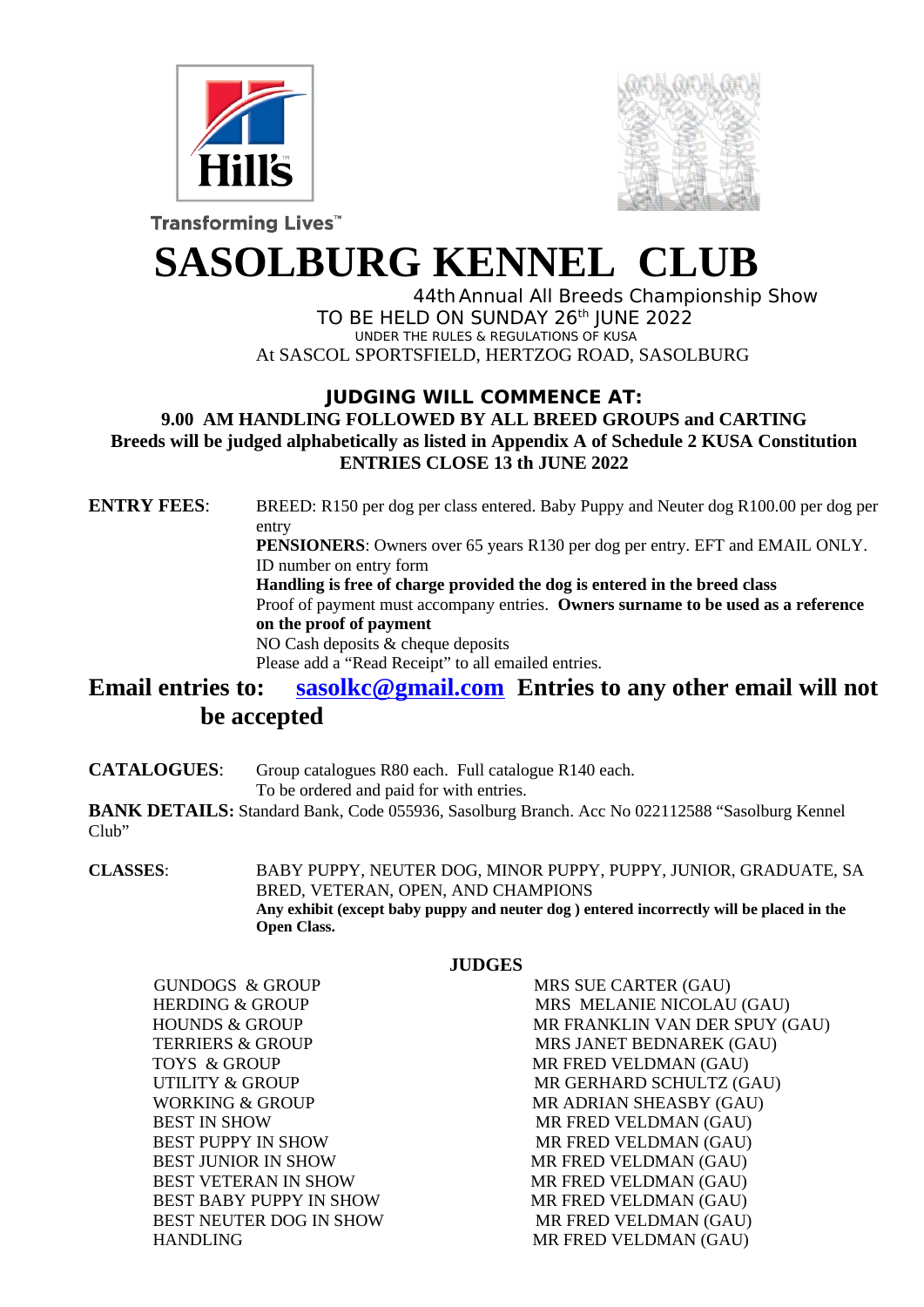Transforming Lives™

# SASOLBURG KENNEL CLUB

44th Annual All Breeds Championship Show

TO BE HELD ON SUNDAY 26th JUNE 2022

UNDER THE RULES & REGULATIONS OF KUSA

At SASCOL SPORTSFIELD, HERTZOG ROAD, SASOLBURG

## JUDGING WILL COMMENCE AT:

**9.00 AM HANDLING FOLLOWED BY ALL BREED GROUPS and CARTING**

**Breeds will be judged alphabetically as listed in Appendix A of Schedule 2 KUSA Constitution**

**ENTRIES CLOSE 13 th JUNE 2022**

**ENTRY FEES**: BREED: R150 per dog per class entered. Baby Puppy and Neuter dog R100.00 per dog per entry

**PENSIONERS**: Owners over 65 years R130 per dog per entry. EFT and EMAIL ONLY. ID number on entry form

**Handling is free of charge provided the dog is entered in the breed class**

Proof of payment must accompany entries. **Owners surname to be used as a reference on the proof of payment**

NO Cash deposits & cheque deposits

Please add a "Read Receipt" to all emailed entries.

## Email entries to: sasolkc@gmail.com Entries to any other email will not be accepted

**CATALOGUES**: Group catalogues R80 each. Full catalogue R140 each. To be ordered and paid for with entries.

**BANK DETAILS:** Standard Bank, Code 055936, Sasolburg Branch. Acc No 022112588 "Sasolburg Kennel Club"

**CLASSES**: BABY PUPPY, NEUTER DOG, MINOR PUPPY, PUPPY, JUNIOR, GRADUATE, SA BRED, VETERAN, OPEN, AND CHAMPIONS

**Any exhibit (except baby puppy and neuter dog ) entered incorrectly will be placed in the Open Class.**

**JUDGES**

| | |
|---|---|
| GUNDOGS & GROUP | MRS SUE CARTER (GAU) |
| HERDING & GROUP | MRS MELANIE NICOLAU (GAU) |
| HOUNDS & GROUP | MR FRANKLIN VAN DER SPUY (GAU) |
| TERRIERS & GROUP | MRS JANET BEDNAREK (GAU) |
| TOYS & GROUP | MR FRED VELDMAN (GAU) |
| UTILITY & GROUP | MR GERHARD SCHULTZ (GAU) |
| WORKING & GROUP | MR ADRIAN SHEASBY (GAU) |
| BEST IN SHOW | MR FRED VELDMAN (GAU) |
| BEST PUPPY IN SHOW | MR FRED VELDMAN (GAU) |
| BEST JUNIOR IN SHOW | MR FRED VELDMAN (GAU) |
| BEST VETERAN IN SHOW | MR FRED VELDMAN (GAU) |
| BEST BABY PUPPY IN SHOW | MR FRED VELDMAN (GAU) |
| BEST NEUTER DOG IN SHOW | MR FRED VELDMAN (GAU) |
| HANDLING | MR FRED VELDMAN (GAU) |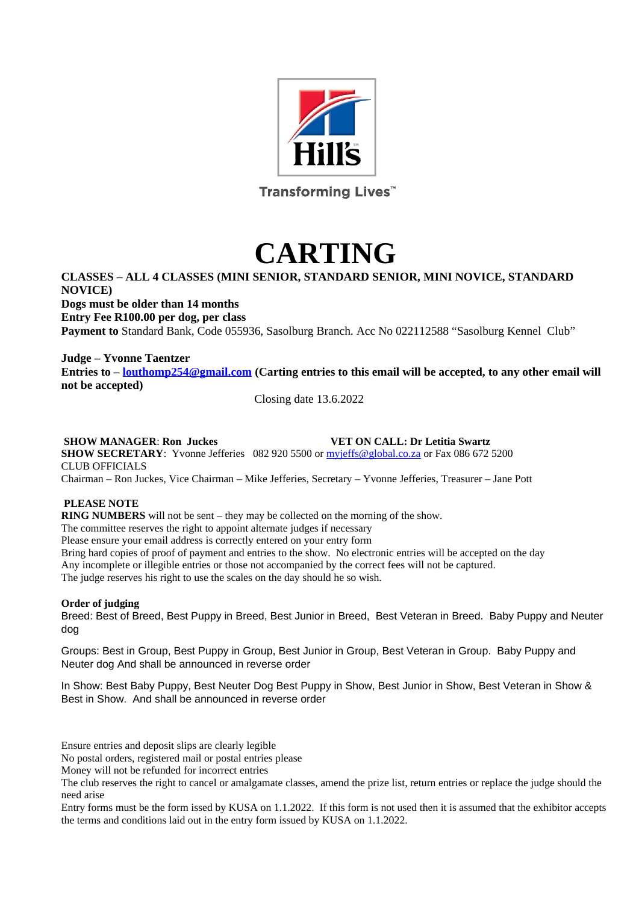Hill's

Transforming Lives™

# CARTING

**CLASSES – ALL 4 CLASSES (MINI SENIOR, STANDARD SENIOR, MINI NOVICE, STANDARD NOVICE)**
**Dogs must be older than 14 months**
**Entry Fee R100.00 per dog, per class**
**Payment to** Standard Bank, Code 055936, Sasolburg Branch. Acc No 022112588 "Sasolburg Kennel Club"

**Judge – Yvonne Taentzer**
**Entries to – louthomp254@gmail.com (Carting entries to this email will be accepted, to any other email will not be accepted)**

Closing date 13.6.2022

**SHOW MANAGER**: **Ron Juckes** **VET ON CALL: Dr Letitia Swartz**
**SHOW SECRETARY**: Yvonne Jefferies 082 920 5500 or myjeffs@global.co.za or Fax 086 672 5200
CLUB OFFICIALS
Chairman – Ron Juckes, Vice Chairman – Mike Jefferies, Secretary – Yvonne Jefferies, Treasurer – Jane Pott

**PLEASE NOTE**
**RING NUMBERS** will not be sent – they may be collected on the morning of the show.
The committee reserves the right to appoint alternate judges if necessary
Please ensure your email address is correctly entered on your entry form
Bring hard copies of proof of payment and entries to the show. No electronic entries will be accepted on the day
Any incomplete or illegible entries or those not accompanied by the correct fees will not be captured.
The judge reserves his right to use the scales on the day should he so wish.

**Order of judging**
Breed: Best of Breed, Best Puppy in Breed, Best Junior in Breed, Best Veteran in Breed. Baby Puppy and Neuter dog

Groups: Best in Group, Best Puppy in Group, Best Junior in Group, Best Veteran in Group. Baby Puppy and Neuter dog And shall be announced in reverse order

In Show: Best Baby Puppy, Best Neuter Dog Best Puppy in Show, Best Junior in Show, Best Veteran in Show & Best in Show. And shall be announced in reverse order

Ensure entries and deposit slips are clearly legible
No postal orders, registered mail or postal entries please
Money will not be refunded for incorrect entries
The club reserves the right to cancel or amalgamate classes, amend the prize list, return entries or replace the judge should the need arise
Entry forms must be the form issed by KUSA on 1.1.2022. If this form is not used then it is assumed that the exhibitor accepts the terms and conditions laid out in the entry form issued by KUSA on 1.1.2022.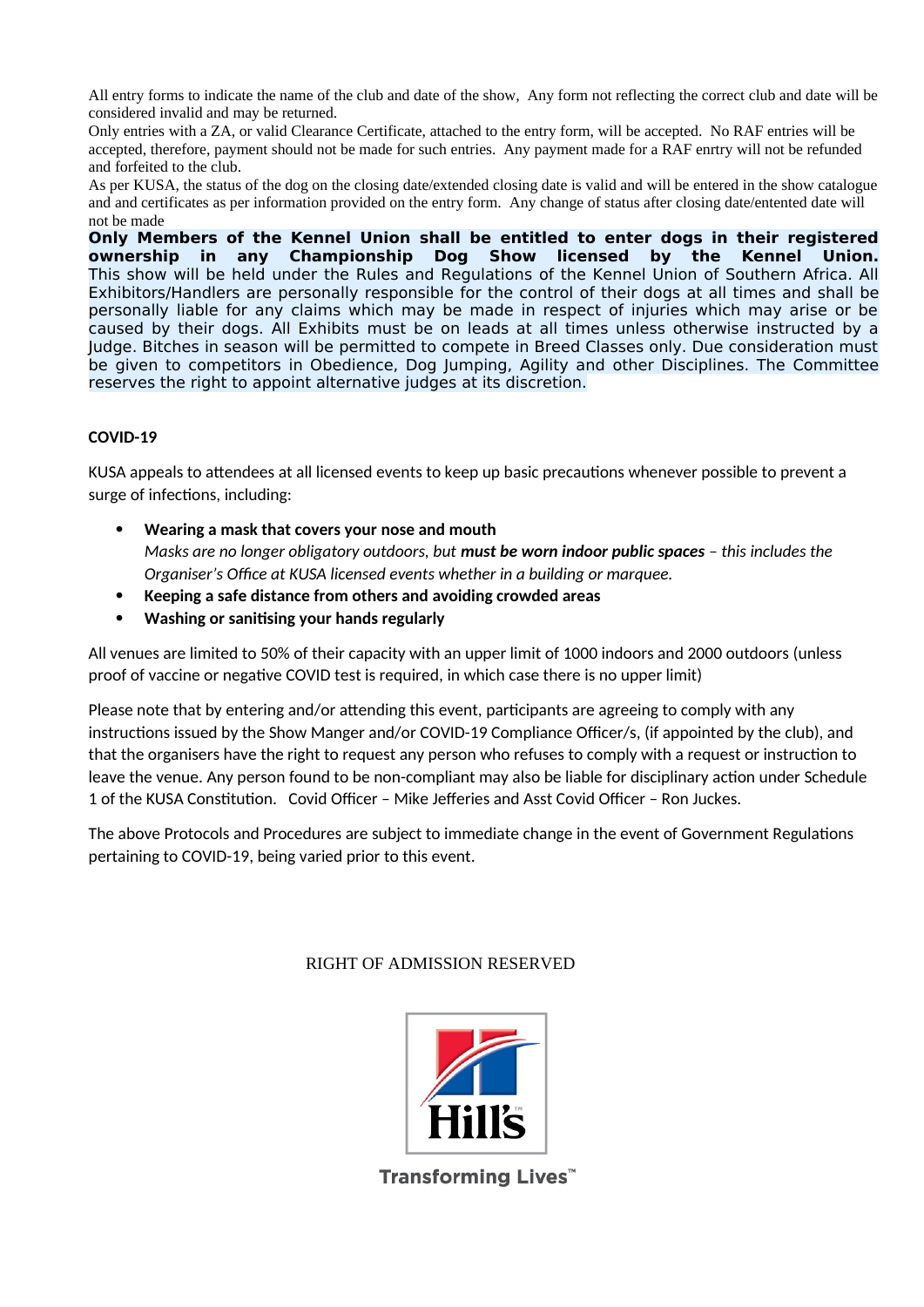All entry forms to indicate the name of the club and date of the show, Any form not reflecting the correct club and date will be considered invalid and may be returned.

Only entries with a ZA, or valid Clearance Certificate, attached to the entry form, will be accepted. No RAF entries will be accepted, therefore, payment should not be made for such entries. Any payment made for a RAF enrtry will not be refunded and forfeited to the club.

As per KUSA, the status of the dog on the closing date/extended closing date is valid and will be entered in the show catalogue and and certificates as per information provided on the entry form. Any change of status after closing date/entented date will not be made

**Only Members of the Kennel Union shall be entitled to enter dogs in their registered ownership in any Championship Dog Show licensed by the Kennel Union.** This show will be held under the Rules and Regulations of the Kennel Union of Southern Africa. All Exhibitors/Handlers are personally responsible for the control of their dogs at all times and shall be personally liable for any claims which may be made in respect of injuries which may arise or be caused by their dogs. All Exhibits must be on leads at all times unless otherwise instructed by a Judge. Bitches in season will be permitted to compete in Breed Classes only. Due consideration must be given to competitors in Obedience, Dog Jumping, Agility and other Disciplines. The Committee reserves the right to appoint alternative judges at its discretion.

**COVID-19**

KUSA appeals to attendees at all licensed events to keep up basic precautions whenever possible to prevent a surge of infections, including:

- **Wearing a mask that covers your nose and mouth**
  *Masks are no longer obligatory outdoors, but **must be worn indoor public spaces** – this includes the Organiser's Office at KUSA licensed events whether in a building or marquee.*
- **Keeping a safe distance from others and avoiding crowded areas**
- **Washing or sanitising your hands regularly**

All venues are limited to 50% of their capacity with an upper limit of 1000 indoors and 2000 outdoors (unless proof of vaccine or negative COVID test is required, in which case there is no upper limit)

Please note that by entering and/or attending this event, participants are agreeing to comply with any instructions issued by the Show Manger and/or COVID-19 Compliance Officer/s, (if appointed by the club), and that the organisers have the right to request any person who refuses to comply with a request or instruction to leave the venue. Any person found to be non-compliant may also be liable for disciplinary action under Schedule 1 of the KUSA Constitution. Covid Officer – Mike Jefferies and Asst Covid Officer – Ron Juckes.

The above Protocols and Procedures are subject to immediate change in the event of Government Regulations pertaining to COVID-19, being varied prior to this event.

RIGHT OF ADMISSION RESERVED

Hill's™

Transforming Lives™